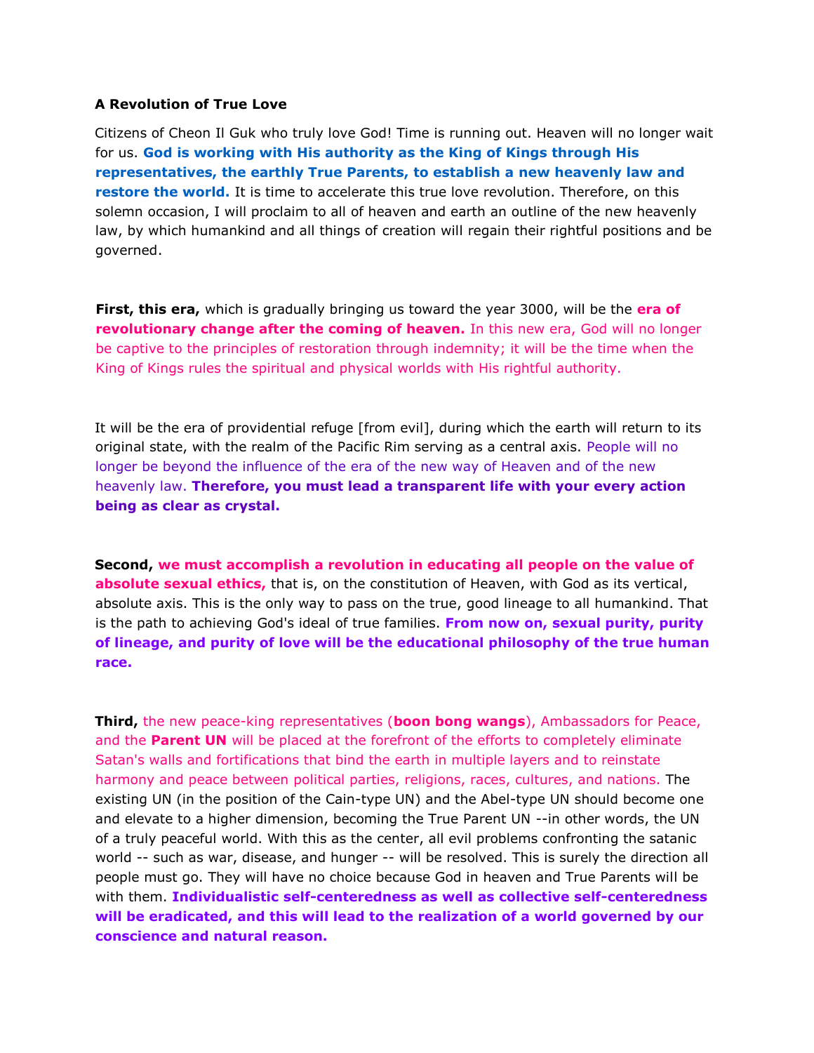**A Revolution of True Love**

Citizens of Cheon Il Guk who truly love God! Time is running out. Heaven will no longer wait for us. **God is working with His authority as the King of Kings through His representatives, the earthly True Parents, to establish a new heavenly law and restore the world.** It is time to accelerate this true love revolution. Therefore, on this solemn occasion, I will proclaim to all of heaven and earth an outline of the new heavenly law, by which humankind and all things of creation will regain their rightful positions and be governed.

**First, this era,** which is gradually bringing us toward the year 3000, will be the **era of revolutionary change after the coming of heaven.** In this new era, God will no longer be captive to the principles of restoration through indemnity; it will be the time when the King of Kings rules the spiritual and physical worlds with His rightful authority.

It will be the era of providential refuge [from evil], during which the earth will return to its original state, with the realm of the Pacific Rim serving as a central axis. People will no longer be beyond the influence of the era of the new way of Heaven and of the new heavenly law. **Therefore, you must lead a transparent life with your every action being as clear as crystal.**

**Second, we must accomplish a revolution in educating all people on the value of absolute sexual ethics,** that is, on the constitution of Heaven, with God as its vertical, absolute axis. This is the only way to pass on the true, good lineage to all humankind. That is the path to achieving God's ideal of true families. **From now on, sexual purity, purity of lineage, and purity of love will be the educational philosophy of the true human race.**

**Third,** the new peace-king representatives (**boon bong wangs**), Ambassadors for Peace, and the **Parent UN** will be placed at the forefront of the efforts to completely eliminate Satan's walls and fortifications that bind the earth in multiple layers and to reinstate harmony and peace between political parties, religions, races, cultures, and nations. The existing UN (in the position of the Cain-type UN) and the Abel-type UN should become one and elevate to a higher dimension, becoming the True Parent UN --in other words, the UN of a truly peaceful world. With this as the center, all evil problems confronting the satanic world -- such as war, disease, and hunger -- will be resolved. This is surely the direction all people must go. They will have no choice because God in heaven and True Parents will be with them. **Individualistic self-centeredness as well as collective self-centeredness will be eradicated, and this will lead to the realization of a world governed by our conscience and natural reason.**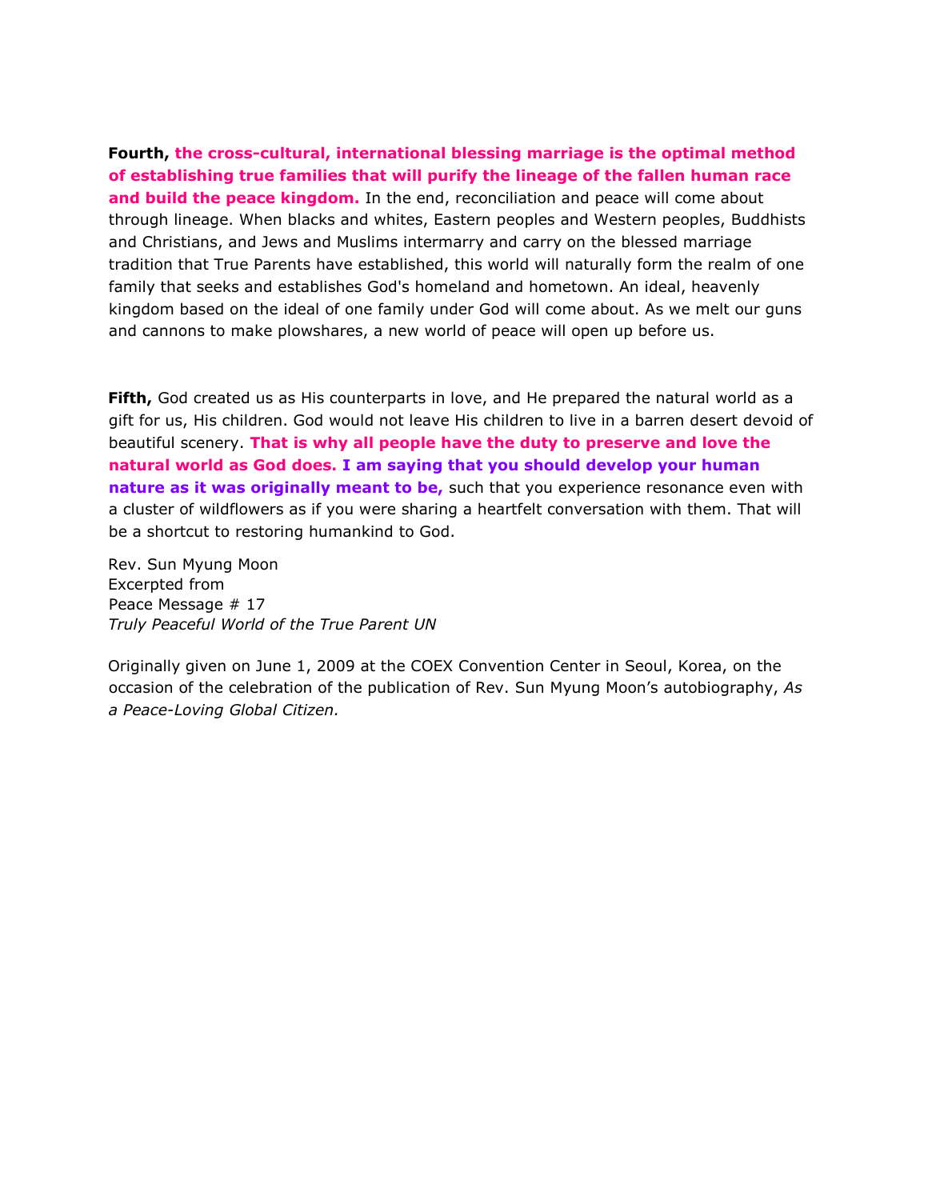**Fourth,** **the cross-cultural, international blessing marriage is the optimal method of establishing true families that will purify the lineage of the fallen human race and build the peace kingdom.** In the end, reconciliation and peace will come about through lineage. When blacks and whites, Eastern peoples and Western peoples, Buddhists and Christians, and Jews and Muslims intermarry and carry on the blessed marriage tradition that True Parents have established, this world will naturally form the realm of one family that seeks and establishes God's homeland and hometown. An ideal, heavenly kingdom based on the ideal of one family under God will come about. As we melt our guns and cannons to make plowshares, a new world of peace will open up before us.

**Fifth,** God created us as His counterparts in love, and He prepared the natural world as a gift for us, His children. God would not leave His children to live in a barren desert devoid of beautiful scenery. **That is why all people have the duty to preserve and love the natural world as God does. I am saying that you should develop your human nature as it was originally meant to be,** such that you experience resonance even with a cluster of wildflowers as if you were sharing a heartfelt conversation with them. That will be a shortcut to restoring humankind to God.

Rev. Sun Myung Moon
Excerpted from
Peace Message # 17
*Truly Peaceful World of the True Parent UN*

Originally given on June 1, 2009 at the COEX Convention Center in Seoul, Korea, on the occasion of the celebration of the publication of Rev. Sun Myung Moon's autobiography, *As a Peace-Loving Global Citizen.*